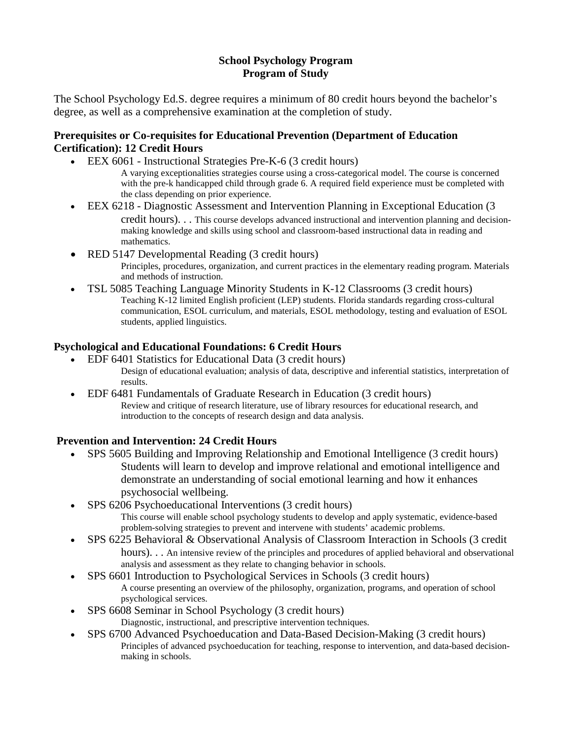# School Psychology Program
## Program of Study

The School Psychology Ed.S. degree requires a minimum of 80 credit hours beyond the bachelor's degree, as well as a comprehensive examination at the completion of study.

### Prerequisites or Co-requisites for Educational Prevention (Department of Education Certification): 12 Credit Hours

- EEX 6061 - Instructional Strategies Pre-K-6 (3 credit hours)
  A varying exceptionalities strategies course using a cross-categorical model. The course is concerned with the pre-k handicapped child through grade 6. A required field experience must be completed with the class depending on prior experience.
- EEX 6218 - Diagnostic Assessment and Intervention Planning in Exceptional Education (3 credit hours). . . This course develops advanced instructional and intervention planning and decision-making knowledge and skills using school and classroom-based instructional data in reading and mathematics.
- RED 5147 Developmental Reading (3 credit hours)
  Principles, procedures, organization, and current practices in the elementary reading program. Materials and methods of instruction.
- TSL 5085 Teaching Language Minority Students in K-12 Classrooms (3 credit hours)
  Teaching K-12 limited English proficient (LEP) students. Florida standards regarding cross-cultural communication, ESOL curriculum, and materials, ESOL methodology, testing and evaluation of ESOL students, applied linguistics.

### Psychological and Educational Foundations: 6 Credit Hours

- EDF 6401 Statistics for Educational Data (3 credit hours)
  Design of educational evaluation; analysis of data, descriptive and inferential statistics, interpretation of results.
- EDF 6481 Fundamentals of Graduate Research in Education (3 credit hours)
  Review and critique of research literature, use of library resources for educational research, and introduction to the concepts of research design and data analysis.

### Prevention and Intervention: 24 Credit Hours

- SPS 5605 Building and Improving Relationship and Emotional Intelligence (3 credit hours)
  Students will learn to develop and improve relational and emotional intelligence and demonstrate an understanding of social emotional learning and how it enhances psychosocial wellbeing.
- SPS 6206 Psychoeducational Interventions (3 credit hours)
  This course will enable school psychology students to develop and apply systematic, evidence-based problem-solving strategies to prevent and intervene with students' academic problems.
- SPS 6225 Behavioral & Observational Analysis of Classroom Interaction in Schools (3 credit hours). . . An intensive review of the principles and procedures of applied behavioral and observational analysis and assessment as they relate to changing behavior in schools.
- SPS 6601 Introduction to Psychological Services in Schools (3 credit hours)
  A course presenting an overview of the philosophy, organization, programs, and operation of school psychological services.
- SPS 6608 Seminar in School Psychology (3 credit hours)
  Diagnostic, instructional, and prescriptive intervention techniques.
- SPS 6700 Advanced Psychoeducation and Data-Based Decision-Making (3 credit hours)
  Principles of advanced psychoeducation for teaching, response to intervention, and data-based decision-making in schools.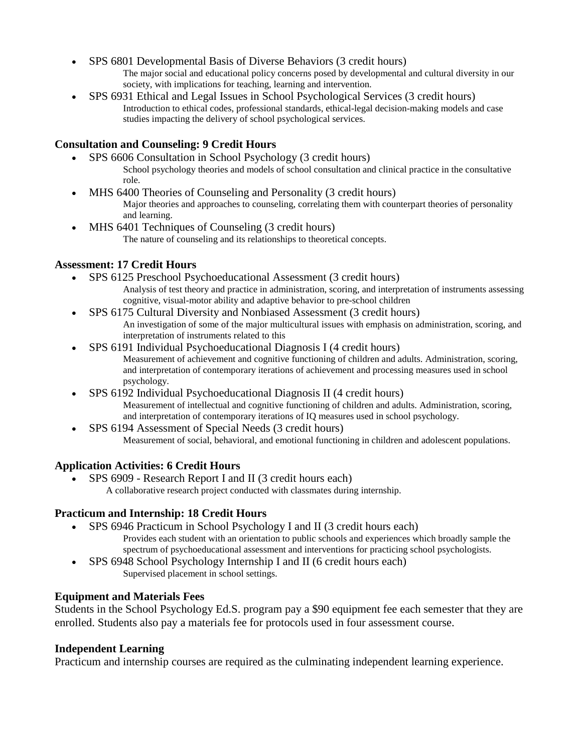- SPS 6801 Developmental Basis of Diverse Behaviors (3 credit hours)
  The major social and educational policy concerns posed by developmental and cultural diversity in our society, with implications for teaching, learning and intervention.
- SPS 6931 Ethical and Legal Issues in School Psychological Services (3 credit hours)
  Introduction to ethical codes, professional standards, ethical-legal decision-making models and case studies impacting the delivery of school psychological services.

### Consultation and Counseling: 9 Credit Hours

- SPS 6606 Consultation in School Psychology (3 credit hours)
  School psychology theories and models of school consultation and clinical practice in the consultative role.
- MHS 6400 Theories of Counseling and Personality (3 credit hours)
  Major theories and approaches to counseling, correlating them with counterpart theories of personality and learning.
- MHS 6401 Techniques of Counseling (3 credit hours)
  The nature of counseling and its relationships to theoretical concepts.

### Assessment: 17 Credit Hours

- SPS 6125 Preschool Psychoeducational Assessment (3 credit hours)
  Analysis of test theory and practice in administration, scoring, and interpretation of instruments assessing cognitive, visual-motor ability and adaptive behavior to pre-school children
- SPS 6175 Cultural Diversity and Nonbiased Assessment (3 credit hours)
  An investigation of some of the major multicultural issues with emphasis on administration, scoring, and interpretation of instruments related to this
- SPS 6191 Individual Psychoeducational Diagnosis I (4 credit hours)
  Measurement of achievement and cognitive functioning of children and adults. Administration, scoring, and interpretation of contemporary iterations of achievement and processing measures used in school psychology.
- SPS 6192 Individual Psychoeducational Diagnosis II (4 credit hours)
  Measurement of intellectual and cognitive functioning of children and adults. Administration, scoring, and interpretation of contemporary iterations of IQ measures used in school psychology.
- SPS 6194 Assessment of Special Needs (3 credit hours)
  Measurement of social, behavioral, and emotional functioning in children and adolescent populations.

### Application Activities: 6 Credit Hours

- SPS 6909 - Research Report I and II (3 credit hours each)
  A collaborative research project conducted with classmates during internship.

### Practicum and Internship: 18 Credit Hours

- SPS 6946 Practicum in School Psychology I and II (3 credit hours each)
  Provides each student with an orientation to public schools and experiences which broadly sample the spectrum of psychoeducational assessment and interventions for practicing school psychologists.
- SPS 6948 School Psychology Internship I and II (6 credit hours each)
  Supervised placement in school settings.

### Equipment and Materials Fees

Students in the School Psychology Ed.S. program pay a $90 equipment fee each semester that they are enrolled. Students also pay a materials fee for protocols used in four assessment course.

### Independent Learning

Practicum and internship courses are required as the culminating independent learning experience.